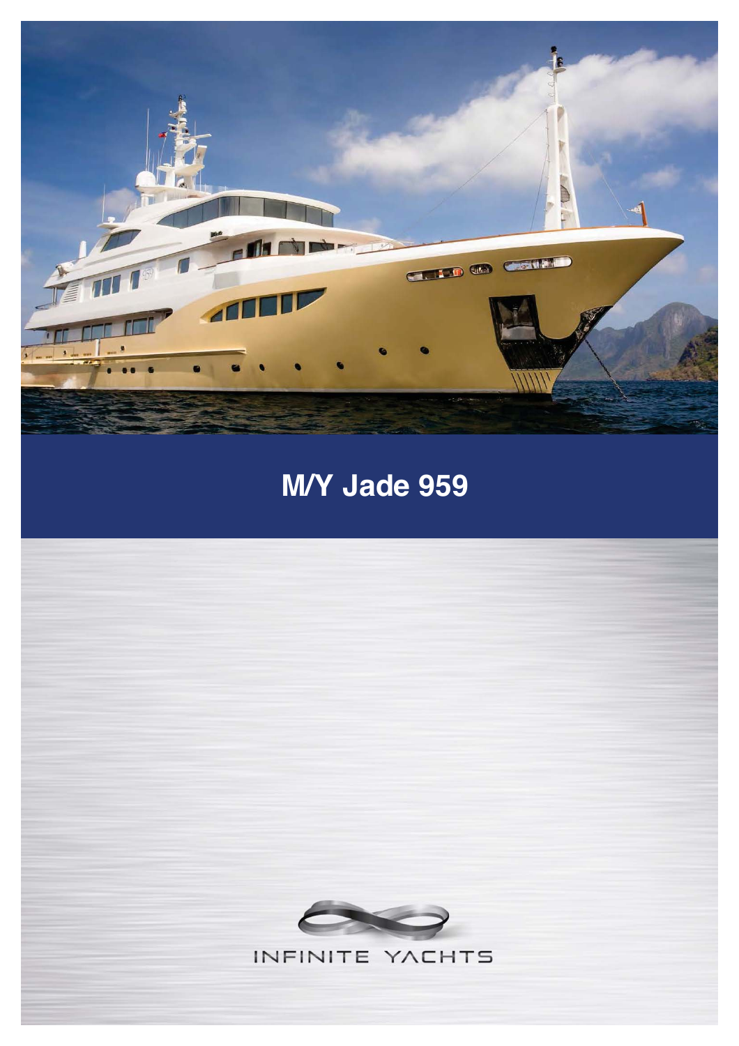# M/Y Jade 959

INFINITE YACHTS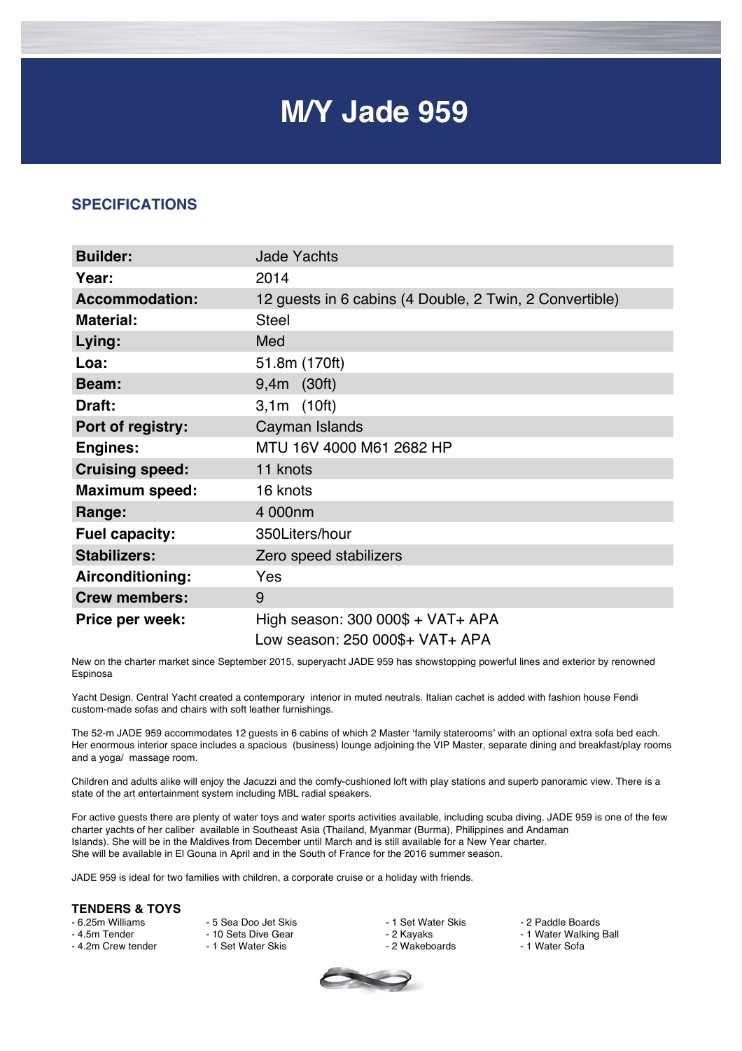# M/Y Jade 959

## SPECIFICATIONS

| | |
|---|---|
| **Builder:** | Jade Yachts |
| **Year:** | 2014 |
| **Accommodation:** | 12 guests in 6 cabins (4 Double, 2 Twin, 2 Convertible) |
| **Material:** | Steel |
| **Lying:** | Med |
| **Loa:** | 51.8m (170ft) |
| **Beam:** | 9,4m (30ft) |
| **Draft:** | 3,1m (10ft) |
| **Port of registry:** | Cayman Islands |
| **Engines:** | MTU 16V 4000 M61 2682 HP |
| **Cruising speed:** | 11 knots |
| **Maximum speed:** | 16 knots |
| **Range:** | 4 000nm |
| **Fuel capacity:** | 350Liters/hour |
| **Stabilizers:** | Zero speed stabilizers |
| **Airconditioning:** | Yes |
| **Crew members:** | 9 |
| **Price per week:** | High season: 300 000$ + VAT+ APA<br>Low season: 250 000$+ VAT+ APA |

New on the charter market since September 2015, superyacht JADE 959 has showstopping powerful lines and exterior by renowned Espinosa

Yacht Design. Central Yacht created a contemporary interior in muted neutrals. Italian cachet is added with fashion house Fendi custom-made sofas and chairs with soft leather furnishings.

The 52-m JADE 959 accommodates 12 guests in 6 cabins of which 2 Master 'family staterooms' with an optional extra sofa bed each. Her enormous interior space includes a spacious (business) lounge adjoining the VIP Master, separate dining and breakfast/play rooms and a yoga/ massage room.

Children and adults alike will enjoy the Jacuzzi and the comfy-cushioned loft with play stations and superb panoramic view. There is a state of the art entertainment system including MBL radial speakers.

For active guests there are plenty of water toys and water sports activities available, including scuba diving. JADE 959 is one of the few charter yachts of her caliber available in Southeast Asia (Thailand, Myanmar (Burma), Philippines and Andaman Islands). She will be in the Maldives from December until March and is still available for a New Year charter.
She will be available in El Gouna in April and in the South of France for the 2016 summer season.

JADE 959 is ideal for two families with children, a corporate cruise or a holiday with friends.

### TENDERS & TOYS

- 6.25m Williams
- 4.5m Tender
- 4.2m Crew tender
- 5 Sea Doo Jet Skis
- 10 Sets Dive Gear
- 1 Set Water Skis
- 1 Set Water Skis
- 2 Kayaks
- 2 Wakeboards
- 2 Paddle Boards
- 1 Water Walking Ball
- 1 Water Sofa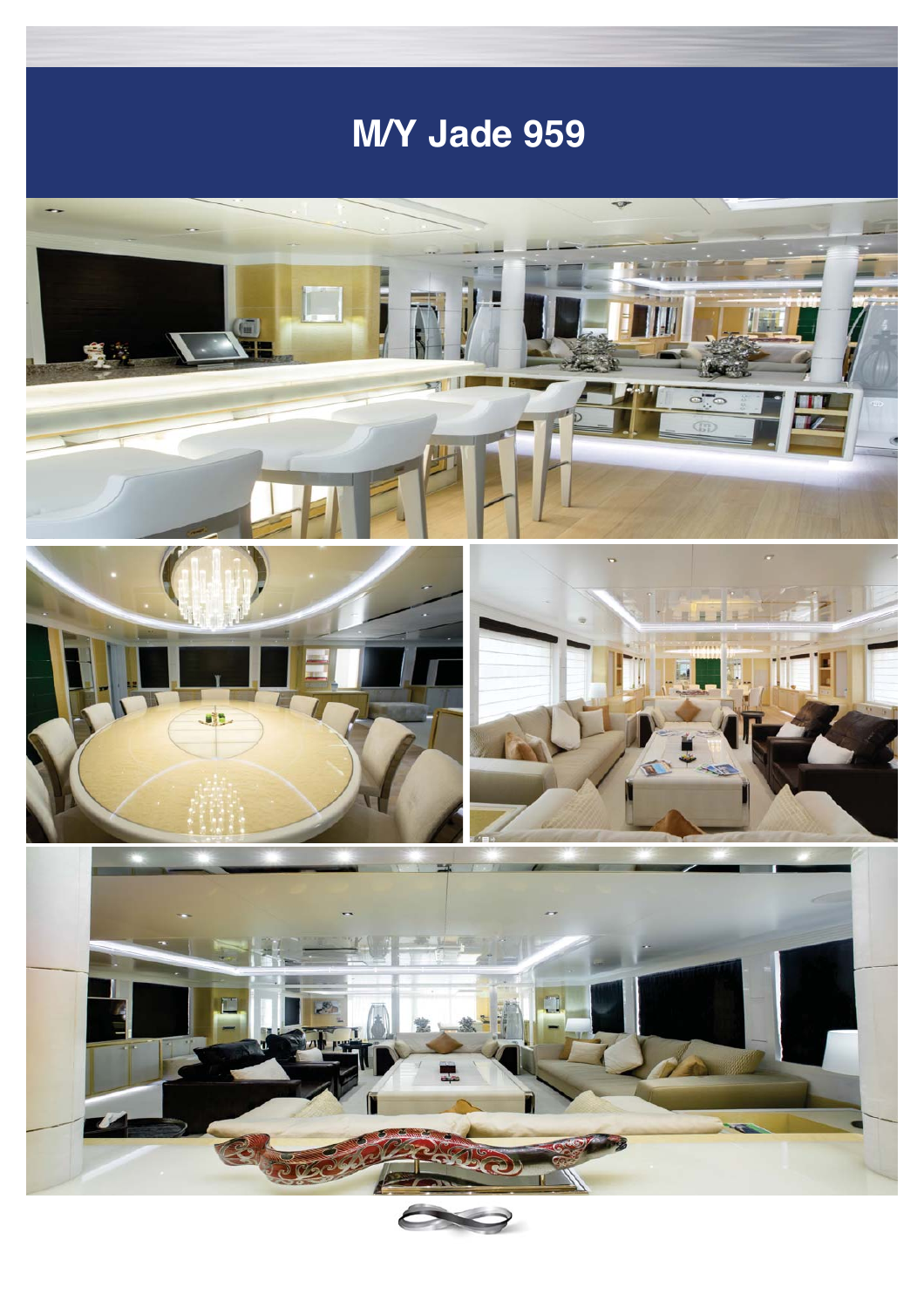# M/Y Jade 959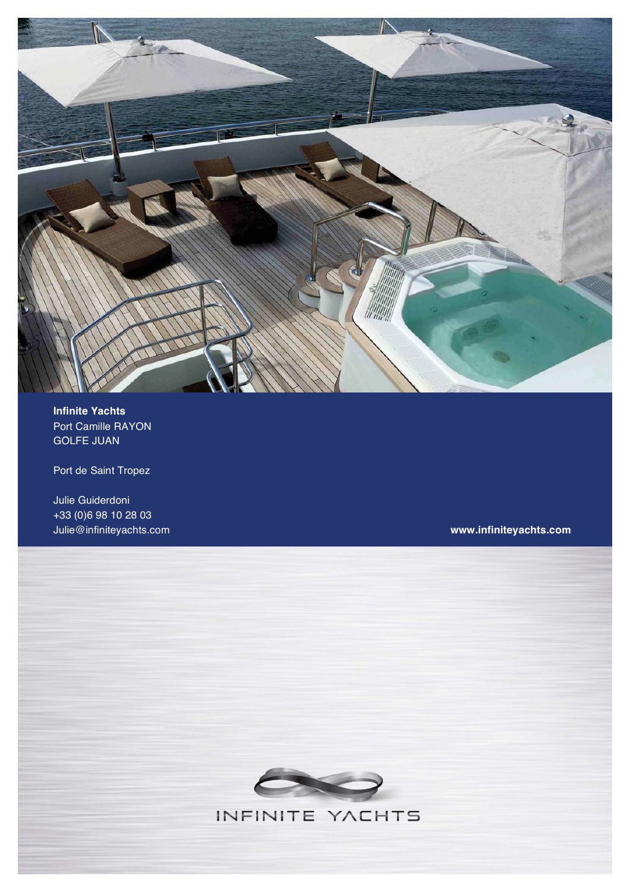**Infinite Yachts**
Port Camille RAYON
GOLFE JUAN

Port de Saint Tropez

Julie Guiderdoni
+33 (0)6 98 10 28 03
Julie@infiniteyachts.com

**www.infiniteyachts.com**

INFINITE YACHTS